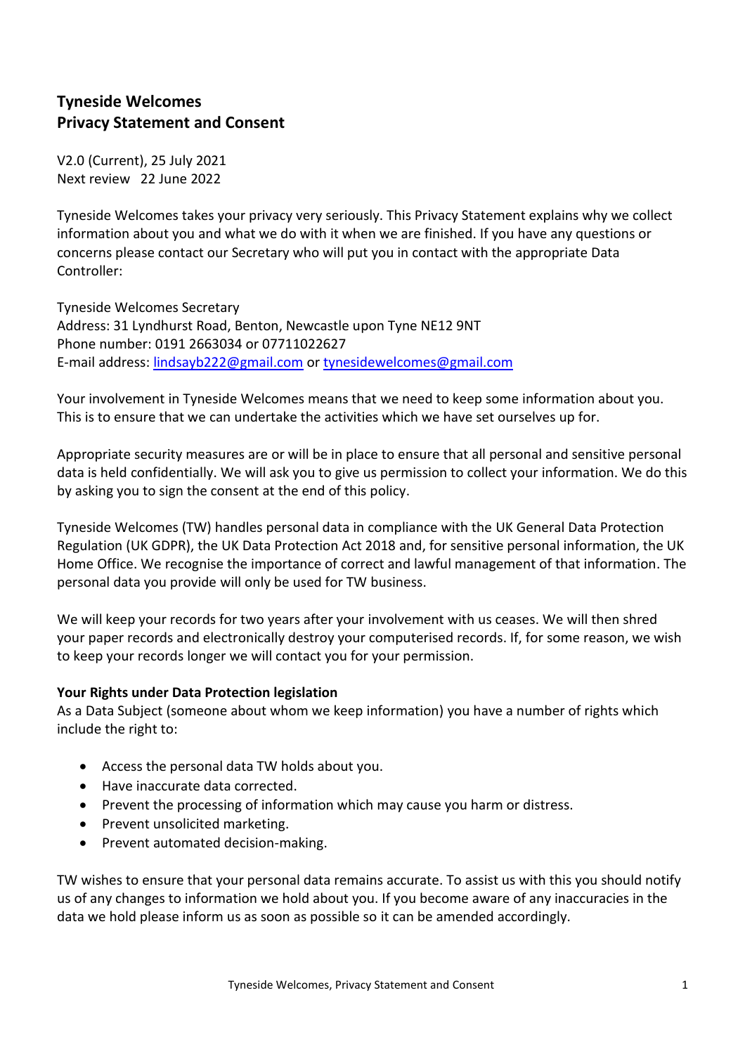# Tyneside Welcomes
# Privacy Statement and Consent

V2.0 (Current), 25 July 2021
Next review 22 June 2022

Tyneside Welcomes takes your privacy very seriously. This Privacy Statement explains why we collect information about you and what we do with it when we are finished. If you have any questions or concerns please contact our Secretary who will put you in contact with the appropriate Data Controller:

Tyneside Welcomes Secretary
Address: 31 Lyndhurst Road, Benton, Newcastle upon Tyne NE12 9NT
Phone number: 0191 2663034 or 07711022627
E-mail address: lindsayb222@gmail.com or tynesidewelcomes@gmail.com

Your involvement in Tyneside Welcomes means that we need to keep some information about you. This is to ensure that we can undertake the activities which we have set ourselves up for.

Appropriate security measures are or will be in place to ensure that all personal and sensitive personal data is held confidentially. We will ask you to give us permission to collect your information. We do this by asking you to sign the consent at the end of this policy.

Tyneside Welcomes (TW) handles personal data in compliance with the UK General Data Protection Regulation (UK GDPR), the UK Data Protection Act 2018 and, for sensitive personal information, the UK Home Office. We recognise the importance of correct and lawful management of that information. The personal data you provide will only be used for TW business.

We will keep your records for two years after your involvement with us ceases. We will then shred your paper records and electronically destroy your computerised records. If, for some reason, we wish to keep your records longer we will contact you for your permission.

**Your Rights under Data Protection legislation**
As a Data Subject (someone about whom we keep information) you have a number of rights which include the right to:

- Access the personal data TW holds about you.
- Have inaccurate data corrected.
- Prevent the processing of information which may cause you harm or distress.
- Prevent unsolicited marketing.
- Prevent automated decision-making.

TW wishes to ensure that your personal data remains accurate. To assist us with this you should notify us of any changes to information we hold about you. If you become aware of any inaccuracies in the data we hold please inform us as soon as possible so it can be amended accordingly.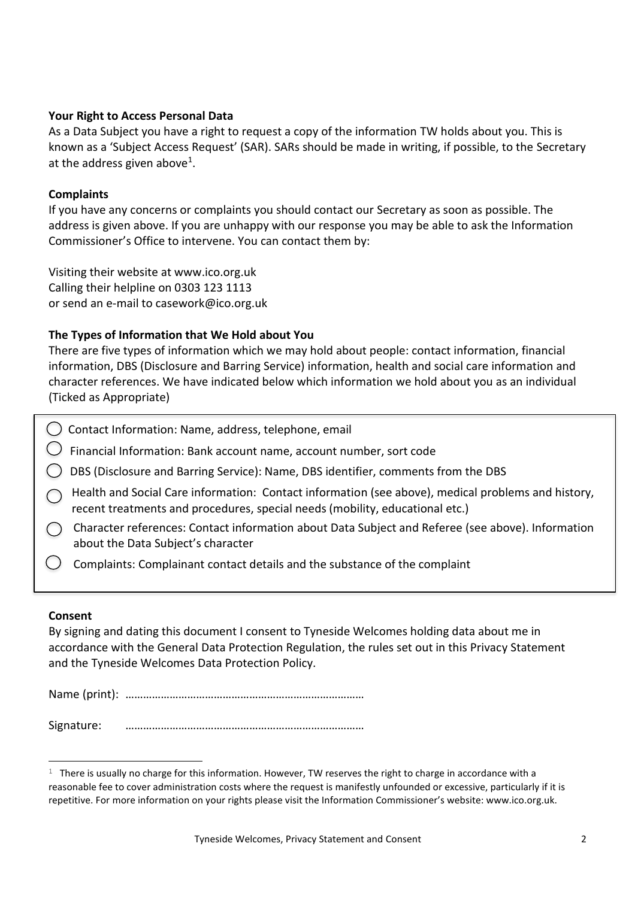**Your Right to Access Personal Data**

As a Data Subject you have a right to request a copy of the information TW holds about you. This is known as a 'Subject Access Request' (SAR). SARs should be made in writing, if possible, to the Secretary at the address given above[1].

**Complaints**

If you have any concerns or complaints you should contact our Secretary as soon as possible. The address is given above. If you are unhappy with our response you may be able to ask the Information Commissioner's Office to intervene. You can contact them by:

Visiting their website at www.ico.org.uk
Calling their helpline on 0303 123 1113
or send an e-mail to casework@ico.org.uk

**The Types of Information that We Hold about You**

There are five types of information which we may hold about people: contact information, financial information, DBS (Disclosure and Barring Service) information, health and social care information and character references. We have indicated below which information we hold about you as an individual (Ticked as Appropriate)

- ◯ Contact Information: Name, address, telephone, email
- ◯ Financial Information: Bank account name, account number, sort code
- ◯ DBS (Disclosure and Barring Service): Name, DBS identifier, comments from the DBS
- ◯ Health and Social Care information: Contact information (see above), medical problems and history, recent treatments and procedures, special needs (mobility, educational etc.)
- ◯ Character references: Contact information about Data Subject and Referee (see above). Information about the Data Subject's character
- ◯ Complaints: Complainant contact details and the substance of the complaint

**Consent**

By signing and dating this document I consent to Tyneside Welcomes holding data about me in accordance with the General Data Protection Regulation, the rules set out in this Privacy Statement and the Tyneside Welcomes Data Protection Policy.

Name (print): ……………………………………………………………………

Signature: ……………………………………………………………………

[1] There is usually no charge for this information. However, TW reserves the right to charge in accordance with a reasonable fee to cover administration costs where the request is manifestly unfounded or excessive, particularly if it is repetitive. For more information on your rights please visit the Information Commissioner's website: www.ico.org.uk.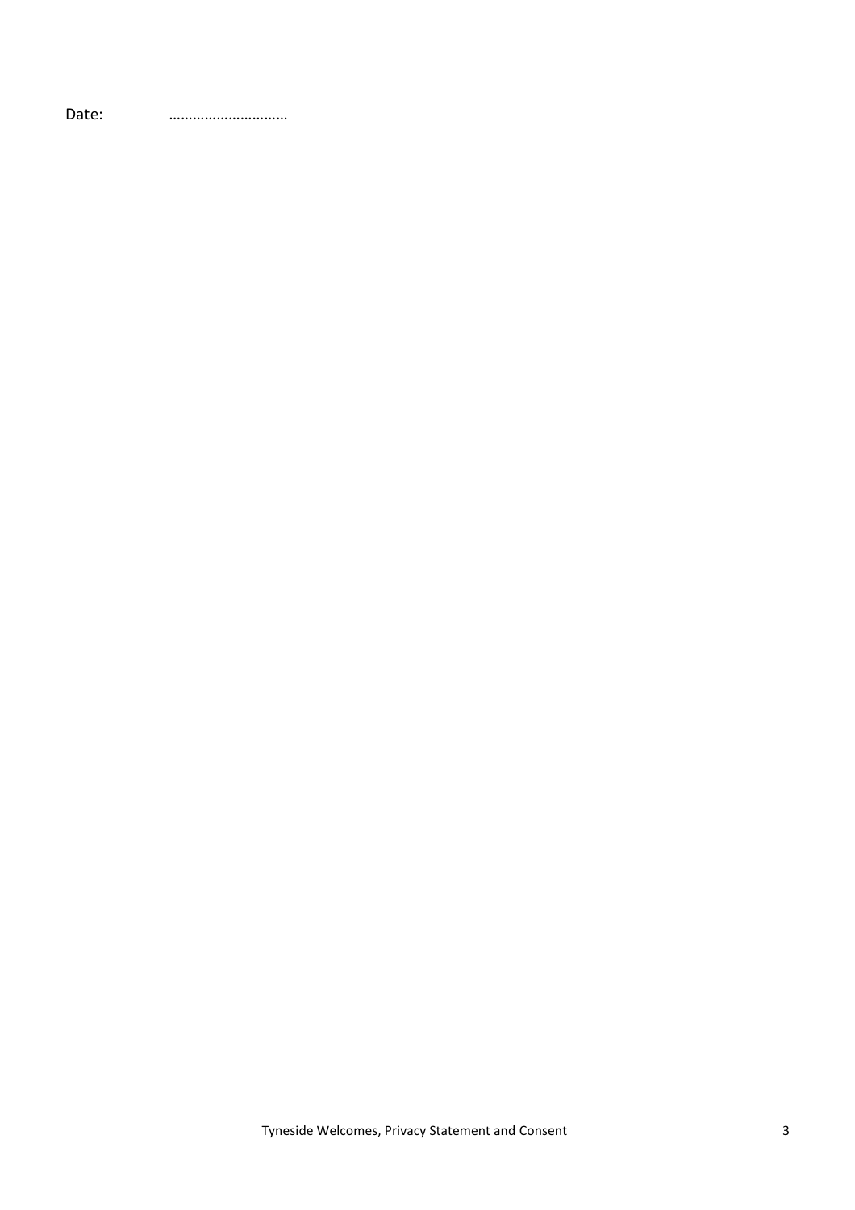Date: ………………………